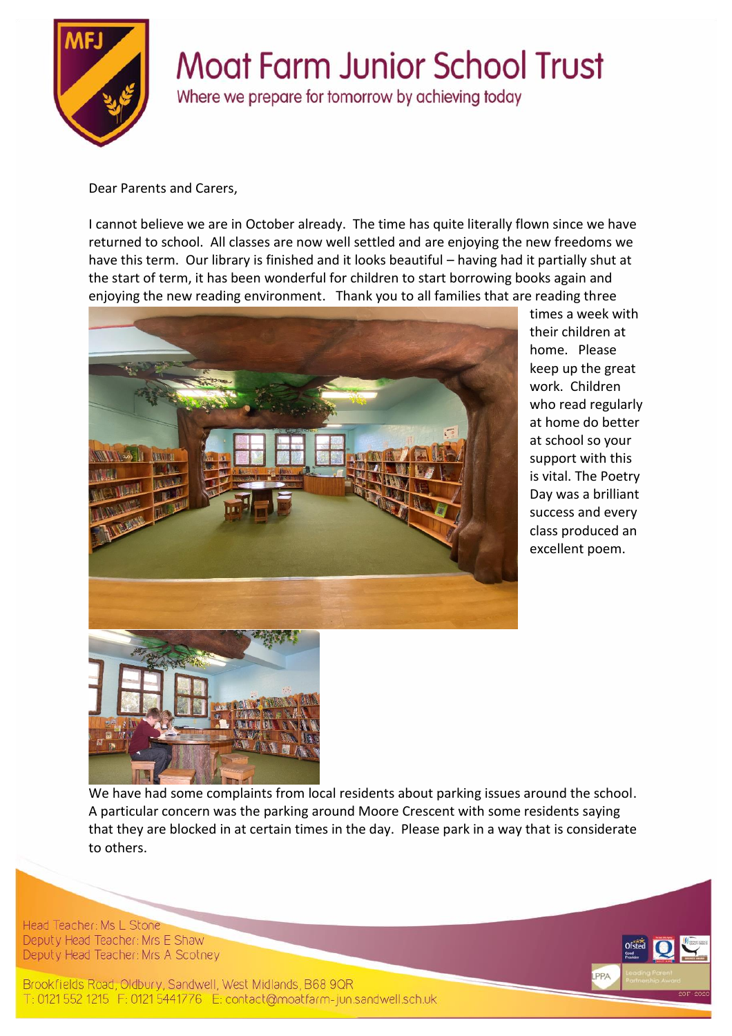# Moat Farm Junior School Trust

Where we prepare for tomorrow by achieving today

Dear Parents and Carers,

I cannot believe we are in October already. The time has quite literally flown since we have returned to school. All classes are now well settled and are enjoying the new freedoms we have this term. Our library is finished and it looks beautiful – having had it partially shut at the start of term, it has been wonderful for children to start borrowing books again and enjoying the new reading environment. Thank you to all families that are reading three times a week with their children at home. Please keep up the great work. Children who read regularly at home do better at school so your support with this is vital. The Poetry Day was a brilliant success and every class produced an excellent poem.

We have had some complaints from local residents about parking issues around the school. A particular concern was the parking around Moore Crescent with some residents saying that they are blocked in at certain times in the day. Please park in a way that is considerate to others.

Head Teacher: Ms L Stone
Deputy Head Teacher: Mrs E Shaw
Deputy Head Teacher: Mrs A Scotney

Brookfields Road, Oldbury, Sandwell, West Midlands, B68 9QR
T: 0121 552 1215 F: 0121 5441776 E: contact@moatfarm-jun.sandwell.sch.uk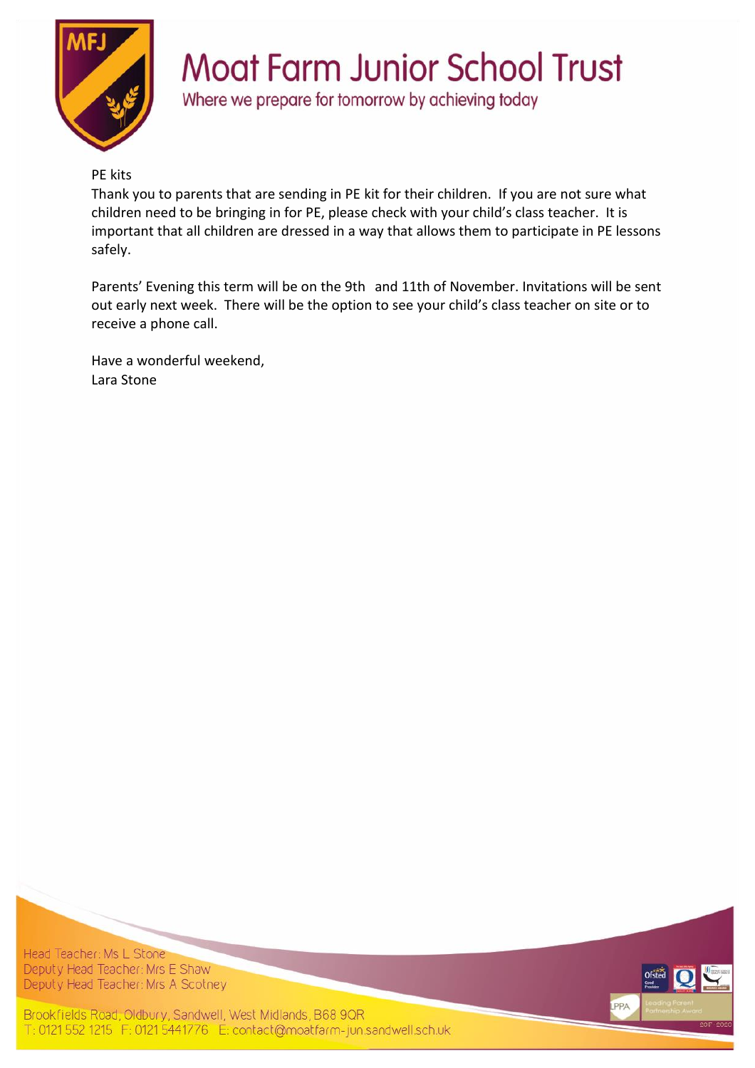PE kits

Thank you to parents that are sending in PE kit for their children. If you are not sure what children need to be bringing in for PE, please check with your child's class teacher. It is important that all children are dressed in a way that allows them to participate in PE lessons safely.

Parents' Evening this term will be on the 9th and 11th of November. Invitations will be sent out early next week. There will be the option to see your child's class teacher on site or to receive a phone call.

Have a wonderful weekend,
Lara Stone